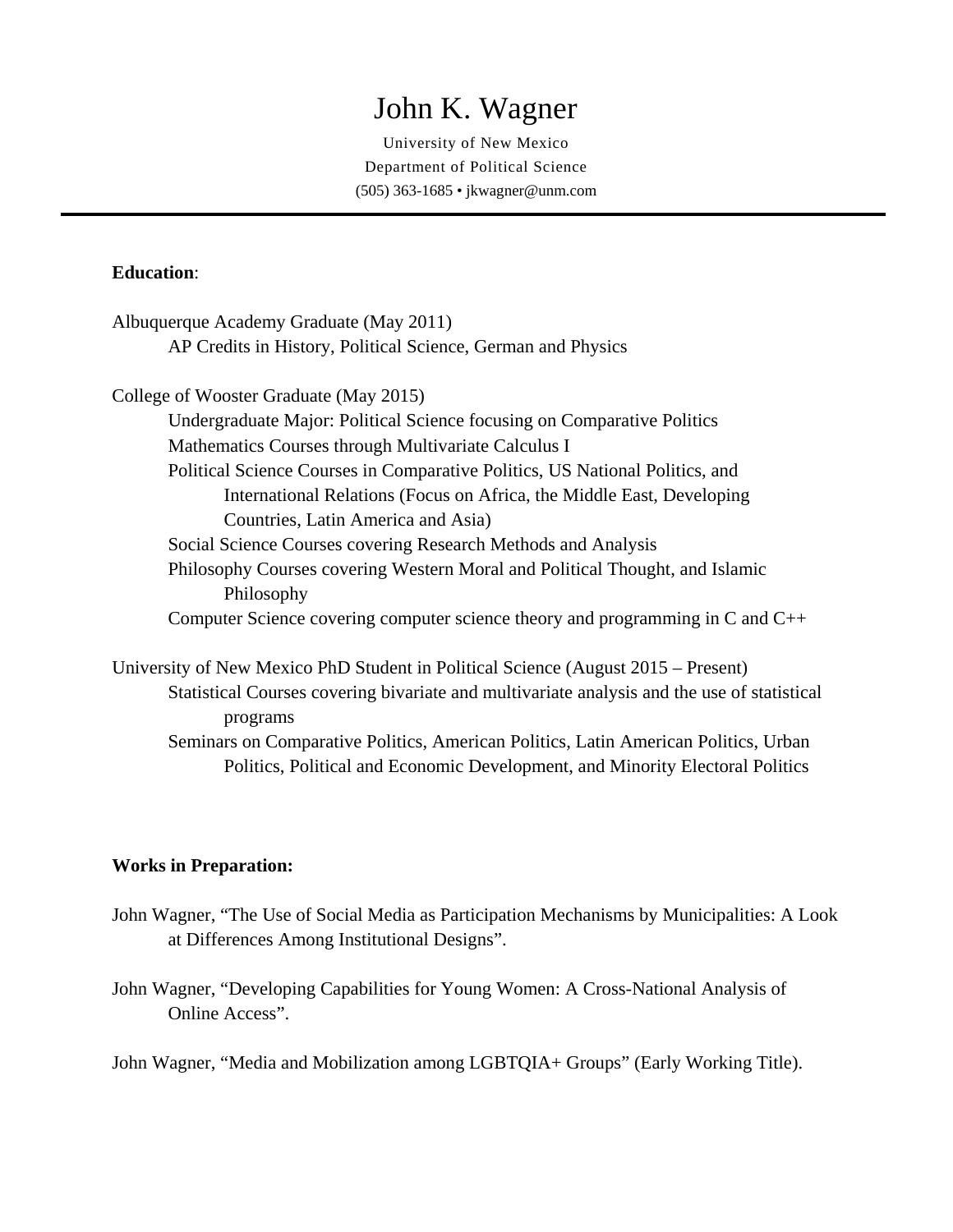# John K. Wagner

University of New Mexico
Department of Political Science
(505) 363-1685 • jkwagner@unm.com

---

**Education**:

Albuquerque Academy Graduate (May 2011)
- AP Credits in History, Political Science, German and Physics

College of Wooster Graduate (May 2015)
- Undergraduate Major: Political Science focusing on Comparative Politics
- Mathematics Courses through Multivariate Calculus I
- Political Science Courses in Comparative Politics, US National Politics, and International Relations (Focus on Africa, the Middle East, Developing Countries, Latin America and Asia)
- Social Science Courses covering Research Methods and Analysis
- Philosophy Courses covering Western Moral and Political Thought, and Islamic Philosophy
- Computer Science covering computer science theory and programming in C and C++

University of New Mexico PhD Student in Political Science (August 2015 – Present)
- Statistical Courses covering bivariate and multivariate analysis and the use of statistical programs
- Seminars on Comparative Politics, American Politics, Latin American Politics, Urban Politics, Political and Economic Development, and Minority Electoral Politics

**Works in Preparation:**

John Wagner, "The Use of Social Media as Participation Mechanisms by Municipalities: A Look at Differences Among Institutional Designs".

John Wagner, "Developing Capabilities for Young Women: A Cross-National Analysis of Online Access".

John Wagner, "Media and Mobilization among LGBTQIA+ Groups" (Early Working Title).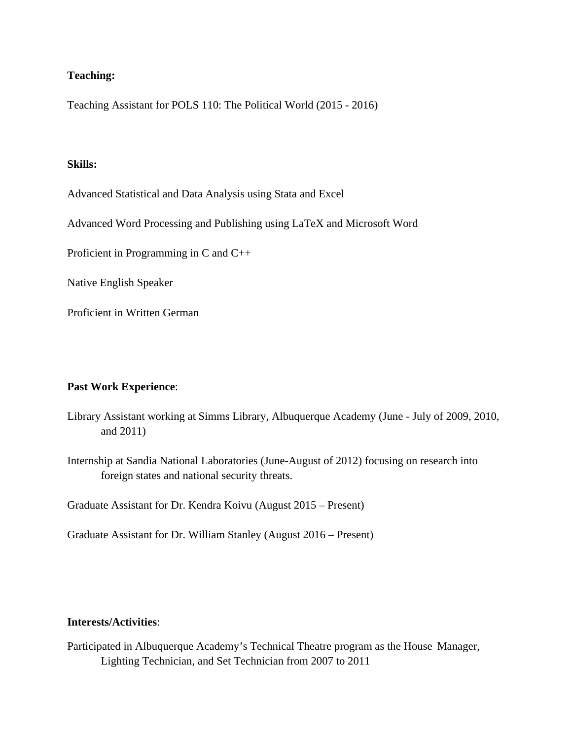**Teaching:**

Teaching Assistant for POLS 110: The Political World (2015 - 2016)

**Skills:**

Advanced Statistical and Data Analysis using Stata and Excel

Advanced Word Processing and Publishing using LaTeX and Microsoft Word

Proficient in Programming in C and C++

Native English Speaker

Proficient in Written German

**Past Work Experience**:

Library Assistant working at Simms Library, Albuquerque Academy (June - July of 2009, 2010, and 2011)

Internship at Sandia National Laboratories (June-August of 2012) focusing on research into foreign states and national security threats.

Graduate Assistant for Dr. Kendra Koivu (August 2015 – Present)

Graduate Assistant for Dr. William Stanley (August 2016 – Present)

**Interests/Activities**:

Participated in Albuquerque Academy's Technical Theatre program as the House Manager, Lighting Technician, and Set Technician from 2007 to 2011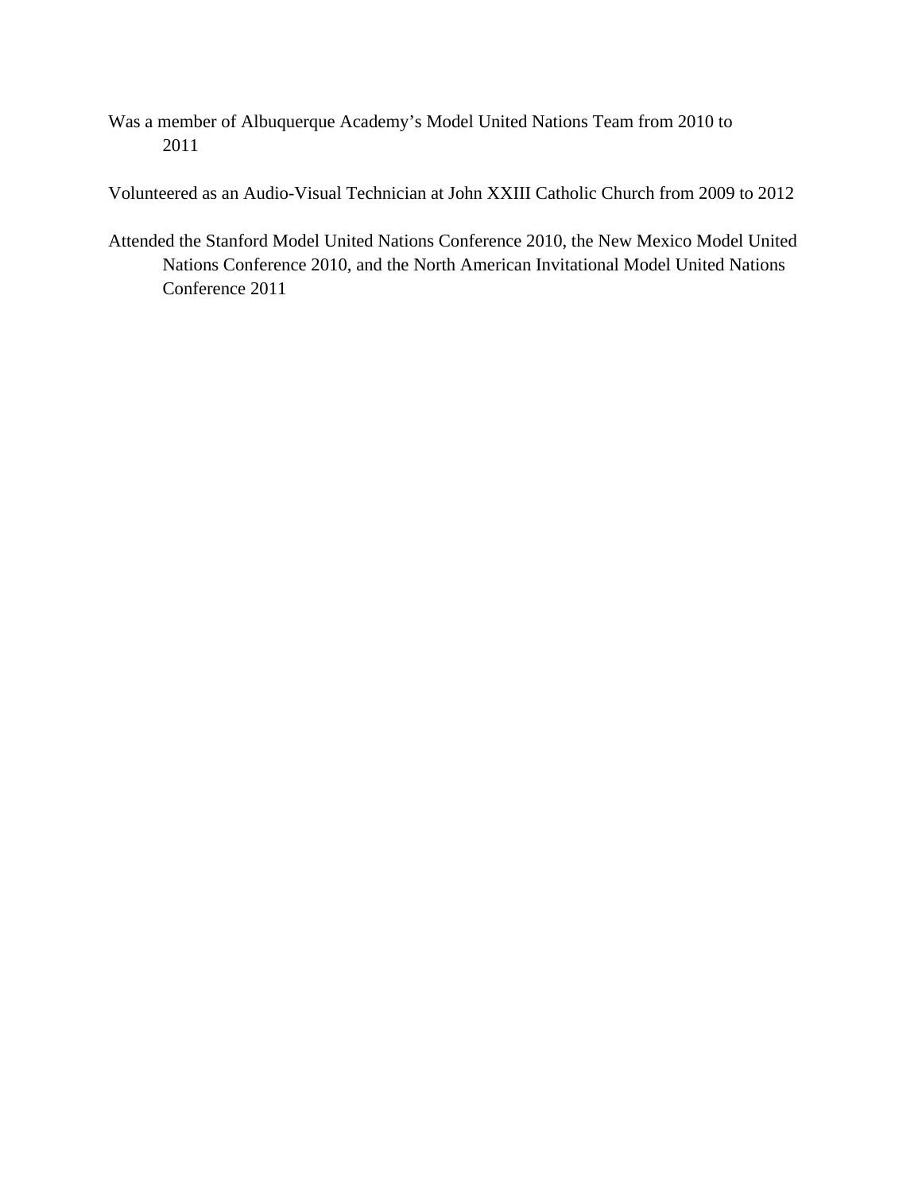Was a member of Albuquerque Academy's Model United Nations Team from 2010 to 2011

Volunteered as an Audio-Visual Technician at John XXIII Catholic Church from 2009 to 2012

Attended the Stanford Model United Nations Conference 2010, the New Mexico Model United Nations Conference 2010, and the North American Invitational Model United Nations Conference 2011